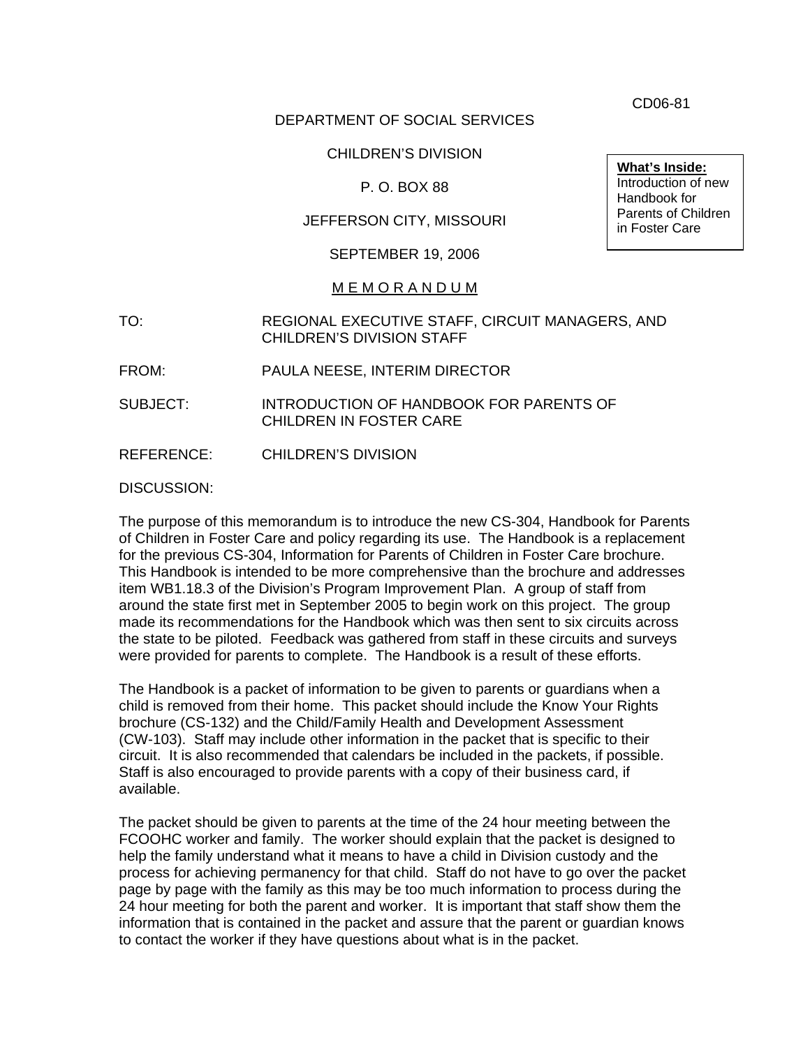CD06-81

DEPARTMENT OF SOCIAL SERVICES

CHILDREN'S DIVISION

P. O. BOX 88

JEFFERSON CITY, MISSOURI

SEPTEMBER 19, 2006

> **What's Inside:**
> Introduction of new Handbook for Parents of Children in Foster Care

M E M O R A N D U M

TO: REGIONAL EXECUTIVE STAFF, CIRCUIT MANAGERS, AND CHILDREN'S DIVISION STAFF

FROM: PAULA NEESE, INTERIM DIRECTOR

SUBJECT: INTRODUCTION OF HANDBOOK FOR PARENTS OF CHILDREN IN FOSTER CARE

REFERENCE: CHILDREN'S DIVISION

DISCUSSION:

The purpose of this memorandum is to introduce the new CS-304, Handbook for Parents of Children in Foster Care and policy regarding its use. The Handbook is a replacement for the previous CS-304, Information for Parents of Children in Foster Care brochure. This Handbook is intended to be more comprehensive than the brochure and addresses item WB1.18.3 of the Division's Program Improvement Plan. A group of staff from around the state first met in September 2005 to begin work on this project. The group made its recommendations for the Handbook which was then sent to six circuits across the state to be piloted. Feedback was gathered from staff in these circuits and surveys were provided for parents to complete. The Handbook is a result of these efforts.

The Handbook is a packet of information to be given to parents or guardians when a child is removed from their home. This packet should include the Know Your Rights brochure (CS-132) and the Child/Family Health and Development Assessment (CW-103). Staff may include other information in the packet that is specific to their circuit. It is also recommended that calendars be included in the packets, if possible. Staff is also encouraged to provide parents with a copy of their business card, if available.

The packet should be given to parents at the time of the 24 hour meeting between the FCOOHC worker and family. The worker should explain that the packet is designed to help the family understand what it means to have a child in Division custody and the process for achieving permanency for that child. Staff do not have to go over the packet page by page with the family as this may be too much information to process during the 24 hour meeting for both the parent and worker. It is important that staff show them the information that is contained in the packet and assure that the parent or guardian knows to contact the worker if they have questions about what is in the packet.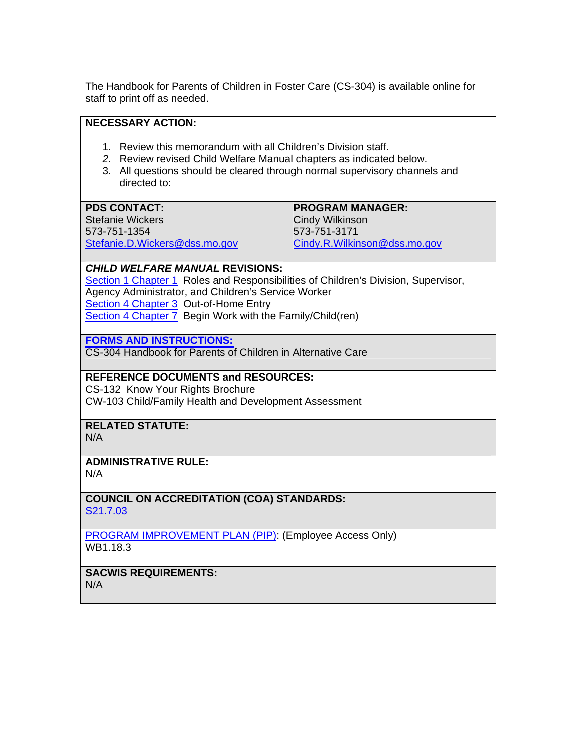The Handbook for Parents of Children in Foster Care (CS-304) is available online for staff to print off as needed.

**NECESSARY ACTION:**

1. Review this memorandum with all Children's Division staff.
2. Review revised Child Welfare Manual chapters as indicated below.
3. All questions should be cleared through normal supervisory channels and directed to:

| **PDS CONTACT:** | **PROGRAM MANAGER:** |
|---|---|
| Stefanie Wickers<br>573-751-1354<br>Stefanie.D.Wickers@dss.mo.gov | Cindy Wilkinson<br>573-751-3171<br>Cindy.R.Wilkinson@dss.mo.gov |

***CHILD WELFARE MANUAL* REVISIONS:**

Section 1 Chapter 1 Roles and Responsibilities of Children's Division, Supervisor, Agency Administrator, and Children's Service Worker
Section 4 Chapter 3 Out-of-Home Entry
Section 4 Chapter 7 Begin Work with the Family/Child(ren)

**FORMS AND INSTRUCTIONS:**

CS-304 Handbook for Parents of Children in Alternative Care

**REFERENCE DOCUMENTS and RESOURCES:**

CS-132 Know Your Rights Brochure
CW-103 Child/Family Health and Development Assessment

**RELATED STATUTE:**

N/A

**ADMINISTRATIVE RULE:**

N/A

**COUNCIL ON ACCREDITATION (COA) STANDARDS:**

S21.7.03

PROGRAM IMPROVEMENT PLAN (PIP): (Employee Access Only)
WB1.18.3

**SACWIS REQUIREMENTS:**

N/A